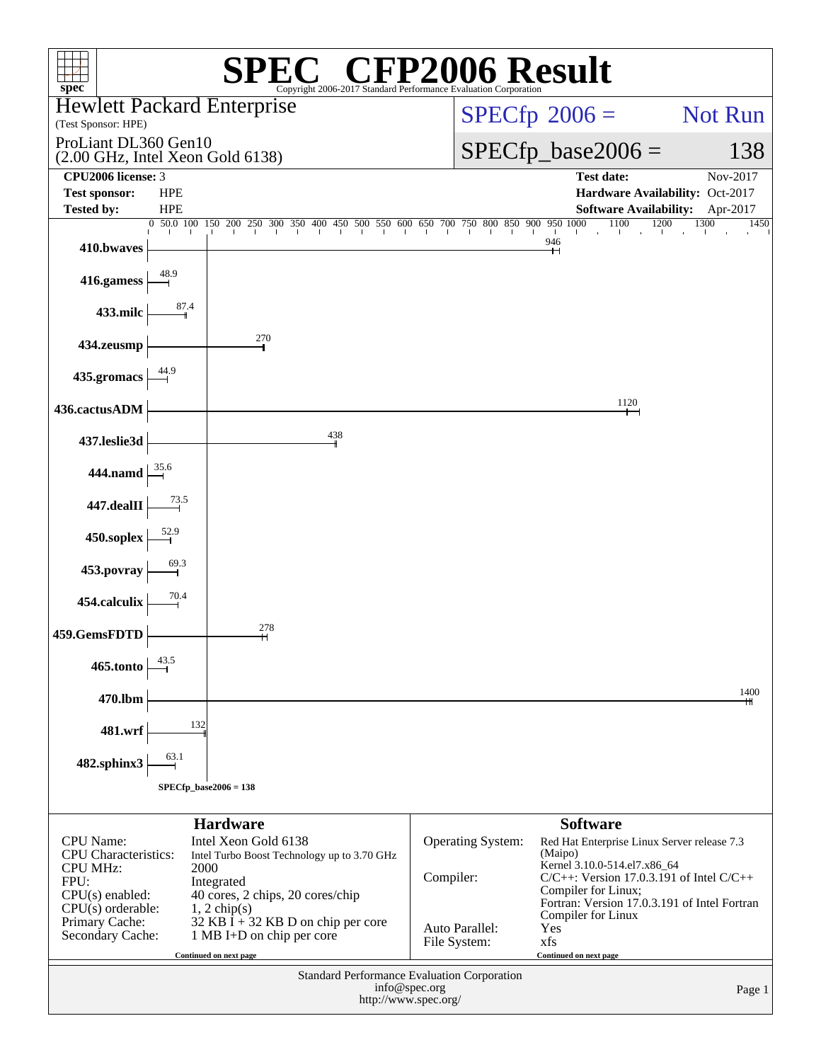# SPEC CFP2006 Result

Copyright 2006-2017 Standard Performance Evaluation Corporation

**Hewlett Packard Enterprise**
(Test Sponsor: HPE)

ProLiant DL360 Gen10
(2.00 GHz, Intel Xeon Gold 6138)

SPECfp 2006 = Not Run

SPECfp_base2006 = 138

| | | | |
|---|---|---|---|
| **CPU2006 license:** | 3 | **Test date:** | Nov-2017 |
| **Test sponsor:** | HPE | **Hardware Availability:** | Oct-2017 |
| **Tested by:** | HPE | **Software Availability:** | Apr-2017 |

| Benchmark | Base ratio |
|---|---|
| 410.bwaves | 946 |
| 416.gamess | 48.9 |
| 433.milc | 87.4 |
| 434.zeusmp | 270 |
| 435.gromacs | 44.9 |
| 436.cactusADM | 1120 |
| 437.leslie3d | 438 |
| 444.namd | 35.6 |
| 447.dealII | 73.5 |
| 450.soplex | 52.9 |
| 453.povray | 69.3 |
| 454.calculix | 70.4 |
| 459.GemsFDTD | 278 |
| 465.tonto | 43.5 |
| 470.lbm | 1400 |
| 481.wrf | 132 |
| 482.sphinx3 | 63.1 |

SPECfp_base2006 = 138

## Hardware

| | |
|---|---|
| CPU Name: | Intel Xeon Gold 6138 |
| CPU Characteristics: | Intel Turbo Boost Technology up to 3.70 GHz |
| CPU MHz: | 2000 |
| FPU: | Integrated |
| CPU(s) enabled: | 40 cores, 2 chips, 20 cores/chip |
| CPU(s) orderable: | 1, 2 chip(s) |
| Primary Cache: | 32 KB I + 32 KB D on chip per core |
| Secondary Cache: | 1 MB I+D on chip per core |

Continued on next page

## Software

| | |
|---|---|
| Operating System: | Red Hat Enterprise Linux Server release 7.3 (Maipo) Kernel 3.10.0-514.el7.x86_64 |
| Compiler: | C/C++: Version 17.0.3.191 of Intel C/C++ Compiler for Linux; Fortran: Version 17.0.3.191 of Intel Fortran Compiler for Linux |
| Auto Parallel: | Yes |
| File System: | xfs |

Continued on next page

Standard Performance Evaluation Corporation
info@spec.org
http://www.spec.org/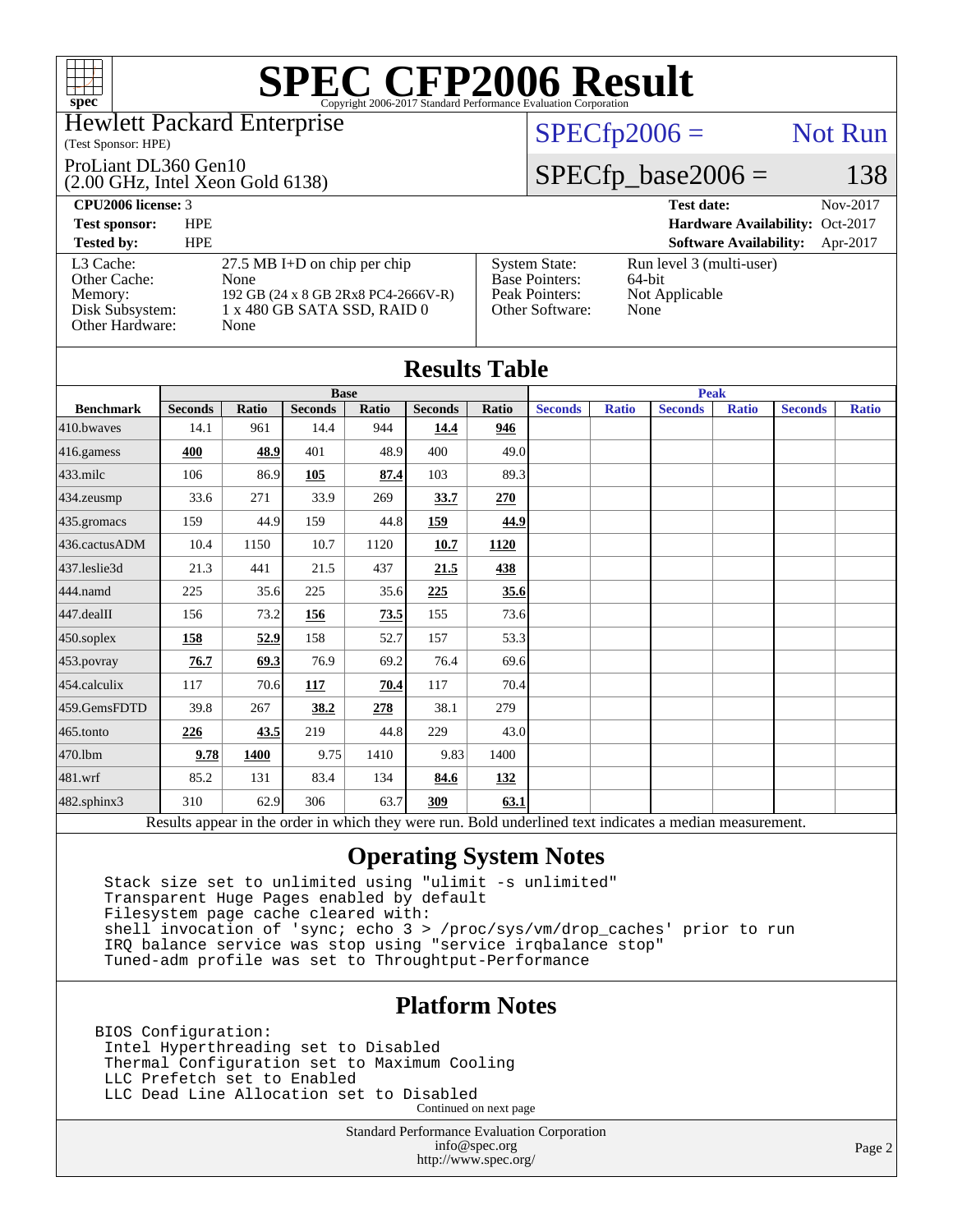# SPEC CFP2006 Result

Copyright 2006-2017 Standard Performance Evaluation Corporation

Hewlett Packard Enterprise
(Test Sponsor: HPE)

ProLiant DL360 Gen10
(2.00 GHz, Intel Xeon Gold 6138)

SPECfp2006 = Not Run

SPECfp_base2006 = 138

| | | | |
|---|---|---|---|
| **CPU2006 license:** 3 | | **Test date:** | Nov-2017 |
| **Test sponsor:** | HPE | **Hardware Availability:** | Oct-2017 |
| **Tested by:** | HPE | **Software Availability:** | Apr-2017 |

| | | | |
|---|---|---|---|
| L3 Cache: | 27.5 MB I+D on chip per chip | System State: | Run level 3 (multi-user) |
| Other Cache: | None | Base Pointers: | 64-bit |
| Memory: | 192 GB (24 x 8 GB 2Rx8 PC4-2666V-R) | Peak Pointers: | Not Applicable |
| Disk Subsystem: | 1 x 480 GB SATA SSD, RAID 0 | Other Software: | None |
| Other Hardware: | None | | |

## Results Table

| | Base | | | | | | Peak | | | | | |
|---|---|---|---|---|---|---|---|---|---|---|---|---|
| **Benchmark** | **Seconds** | **Ratio** | **Seconds** | **Ratio** | **Seconds** | **Ratio** | **Seconds** | **Ratio** | **Seconds** | **Ratio** | **Seconds** | **Ratio** |
| 410.bwaves | 14.1 | 961 | 14.4 | 944 | **14.4** | **946** | | | | | | |
| 416.gamess | **400** | **48.9** | 401 | 48.9 | 400 | 49.0 | | | | | | |
| 433.milc | 106 | 86.9 | **105** | **87.4** | 103 | 89.3 | | | | | | |
| 434.zeusmp | 33.6 | 271 | 33.9 | 269 | **33.7** | **270** | | | | | | |
| 435.gromacs | 159 | 44.9 | 159 | 44.8 | **159** | **44.9** | | | | | | |
| 436.cactusADM | 10.4 | 1150 | 10.7 | 1120 | **10.7** | **1120** | | | | | | |
| 437.leslie3d | 21.3 | 441 | 21.5 | 437 | **21.5** | **438** | | | | | | |
| 444.namd | 225 | 35.6 | 225 | 35.6 | **225** | **35.6** | | | | | | |
| 447.dealII | 156 | 73.2 | **156** | **73.5** | 155 | 73.6 | | | | | | |
| 450.soplex | **158** | **52.9** | 158 | 52.7 | 157 | 53.3 | | | | | | |
| 453.povray | **76.7** | **69.3** | 76.9 | 69.2 | 76.4 | 69.6 | | | | | | |
| 454.calculix | 117 | 70.6 | **117** | **70.4** | 117 | 70.4 | | | | | | |
| 459.GemsFDTD | 39.8 | 267 | **38.2** | **278** | 38.1 | 279 | | | | | | |
| 465.tonto | **226** | **43.5** | 219 | 44.8 | 229 | 43.0 | | | | | | |
| 470.lbm | **9.78** | **1400** | 9.75 | 1410 | 9.83 | 1400 | | | | | | |
| 481.wrf | 85.2 | 131 | 83.4 | 134 | **84.6** | **132** | | | | | | |
| 482.sphinx3 | 310 | 62.9 | 306 | 63.7 | **309** | **63.1** | | | | | | |

Results appear in the order in which they were run. Bold underlined text indicates a median measurement.

## Operating System Notes

```
Stack size set to unlimited using "ulimit -s unlimited"
Transparent Huge Pages enabled by default
Filesystem page cache cleared with:
shell invocation of 'sync; echo 3 > /proc/sys/vm/drop_caches' prior to run
IRQ balance service was stop using "service irqbalance stop"
Tuned-adm profile was set to Throughput-Performance
```

## Platform Notes

```
BIOS Configuration:
 Intel Hyperthreading set to Disabled
 Thermal Configuration set to Maximum Cooling
 LLC Prefetch set to Enabled
 LLC Dead Line Allocation set to Disabled
```

Continued on next page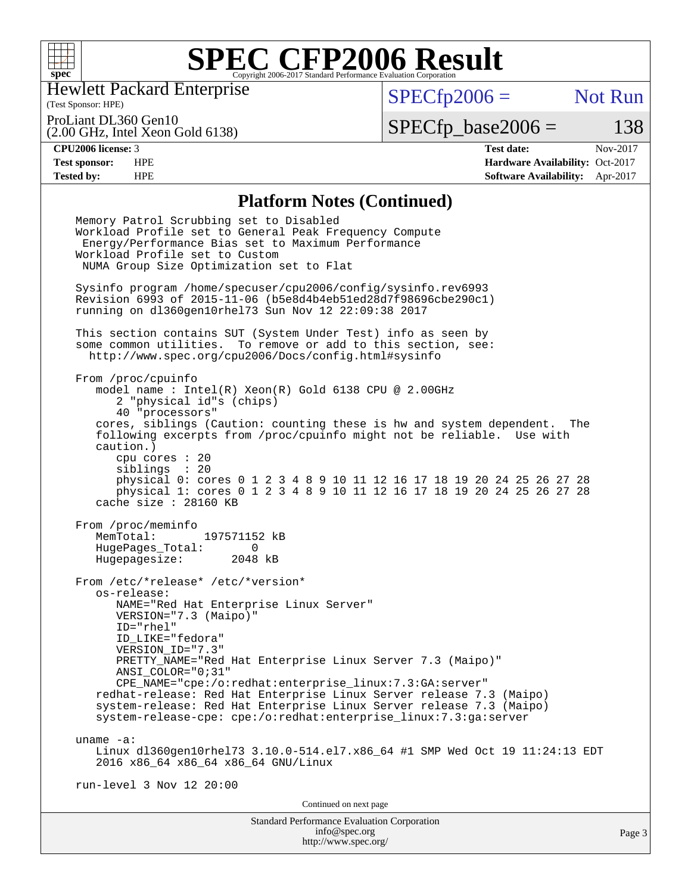# SPEC CFP2006 Result

Copyright 2006-2017 Standard Performance Evaluation Corporation

Hewlett Packard Enterprise
(Test Sponsor: HPE)

ProLiant DL360 Gen10
(2.00 GHz, Intel Xeon Gold 6138)

SPECfp2006 = Not Run

SPECfp_base2006 = 138

| CPU2006 license: 3 | | Test date: | Nov-2017 |
|---|---|---|---|
| Test sponsor: | HPE | Hardware Availability: | Oct-2017 |
| Tested by: | HPE | Software Availability: | Apr-2017 |

## Platform Notes (Continued)

```
Memory Patrol Scrubbing set to Disabled
Workload Profile set to General Peak Frequency Compute
 Energy/Performance Bias set to Maximum Performance
Workload Profile set to Custom
 NUMA Group Size Optimization set to Flat

Sysinfo program /home/specuser/cpu2006/config/sysinfo.rev6993
Revision 6993 of 2015-11-06 (b5e8d4b4eb51ed28d7f98696cbe290c1)
running on dl360gen10rhel73 Sun Nov 12 22:09:38 2017

This section contains SUT (System Under Test) info as seen by
some common utilities.  To remove or add to this section, see:
  http://www.spec.org/cpu2006/Docs/config.html#sysinfo

From /proc/cpuinfo
   model name : Intel(R) Xeon(R) Gold 6138 CPU @ 2.00GHz
      2 "physical id"s (chips)
      40 "processors"
   cores, siblings (Caution: counting these is hw and system dependent.  The
   following excerpts from /proc/cpuinfo might not be reliable.  Use with
   caution.)
      cpu cores : 20
      siblings  : 20
      physical 0: cores 0 1 2 3 4 8 9 10 11 12 16 17 18 19 20 24 25 26 27 28
      physical 1: cores 0 1 2 3 4 8 9 10 11 12 16 17 18 19 20 24 25 26 27 28
   cache size : 28160 KB

From /proc/meminfo
   MemTotal:       197571152 kB
   HugePages_Total:       0
   Hugepagesize:       2048 kB

From /etc/*release* /etc/*version*
   os-release:
      NAME="Red Hat Enterprise Linux Server"
      VERSION="7.3 (Maipo)"
      ID="rhel"
      ID_LIKE="fedora"
      VERSION_ID="7.3"
      PRETTY_NAME="Red Hat Enterprise Linux Server 7.3 (Maipo)"
      ANSI_COLOR="0;31"
      CPE_NAME="cpe:/o:redhat:enterprise_linux:7.3:GA:server"
   redhat-release: Red Hat Enterprise Linux Server release 7.3 (Maipo)
   system-release: Red Hat Enterprise Linux Server release 7.3 (Maipo)
   system-release-cpe: cpe:/o:redhat:enterprise_linux:7.3:ga:server

uname -a:
   Linux dl360gen10rhel73 3.10.0-514.el7.x86_64 #1 SMP Wed Oct 19 11:24:13 EDT
   2016 x86_64 x86_64 x86_64 GNU/Linux

run-level 3 Nov 12 20:00
```

Continued on next page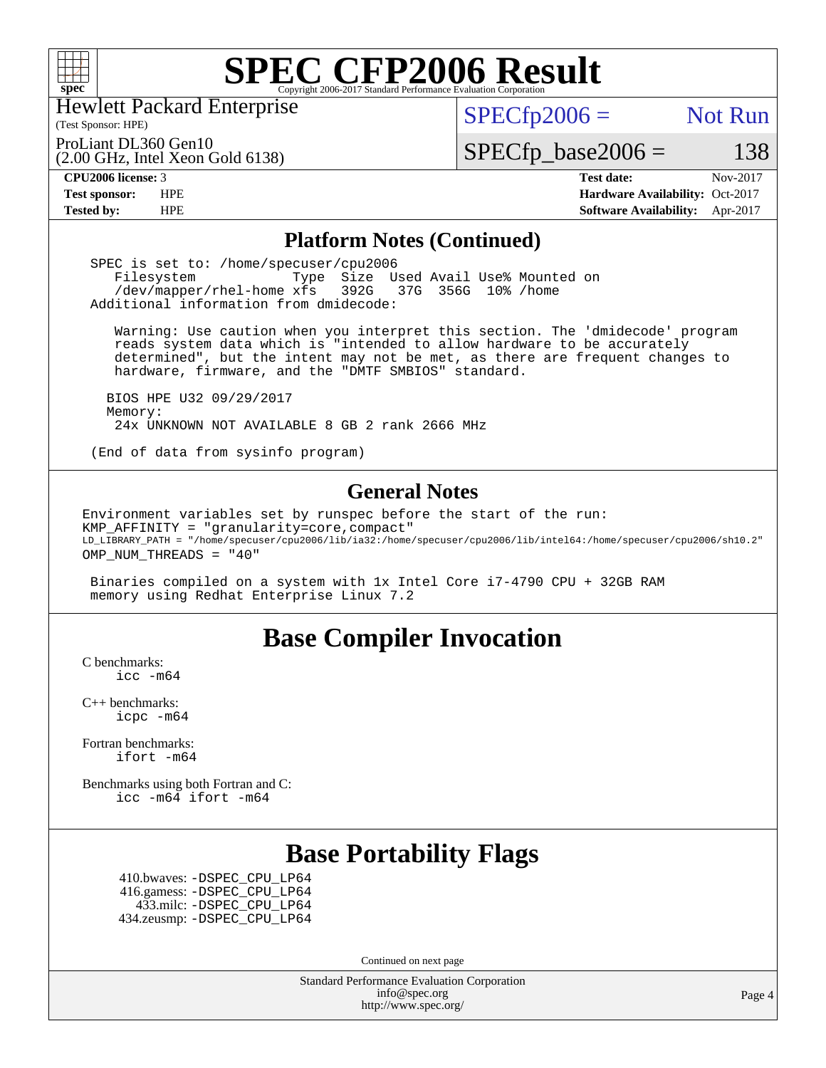# SPEC CFP2006 Result

Copyright 2006-2017 Standard Performance Evaluation Corporation

Hewlett Packard Enterprise
(Test Sponsor: HPE)

ProLiant DL360 Gen10
(2.00 GHz, Intel Xeon Gold 6138)

SPECfp2006 = Not Run

SPECfp_base2006 = 138

| | | | |
|---|---|---|---|
| **CPU2006 license:** | 3 | **Test date:** | Nov-2017 |
| **Test sponsor:** | HPE | **Hardware Availability:** | Oct-2017 |
| **Tested by:** | HPE | **Software Availability:** | Apr-2017 |

## Platform Notes (Continued)

```
SPEC is set to: /home/specuser/cpu2006
   Filesystem            Type  Size  Used Avail Use% Mounted on
   /dev/mapper/rhel-home xfs   392G   37G  356G  10% /home
Additional information from dmidecode:

   Warning: Use caution when you interpret this section. The 'dmidecode' program
   reads system data which is "intended to allow hardware to be accurately
   determined", but the intent may not be met, as there are frequent changes to
   hardware, firmware, and the "DMTF SMBIOS" standard.

  BIOS HPE U32 09/29/2017
  Memory:
   24x UNKNOWN NOT AVAILABLE 8 GB 2 rank 2666 MHz

(End of data from sysinfo program)
```

## General Notes

```
Environment variables set by runspec before the start of the run:
KMP_AFFINITY = "granularity=core,compact"
LD_LIBRARY_PATH = "/home/specuser/cpu2006/lib/ia32:/home/specuser/cpu2006/lib/intel64:/home/specuser/cpu2006/sh10.2"
OMP_NUM_THREADS = "40"

 Binaries compiled on a system with 1x Intel Core i7-4790 CPU + 32GB RAM
 memory using Redhat Enterprise Linux 7.2
```

## Base Compiler Invocation

C benchmarks:
    icc -m64

C++ benchmarks:
    icpc -m64

Fortran benchmarks:
    ifort -m64

Benchmarks using both Fortran and C:
    icc -m64 ifort -m64

## Base Portability Flags

410.bwaves: -DSPEC_CPU_LP64
416.gamess: -DSPEC_CPU_LP64
433.milc: -DSPEC_CPU_LP64
434.zeusmp: -DSPEC_CPU_LP64

Continued on next page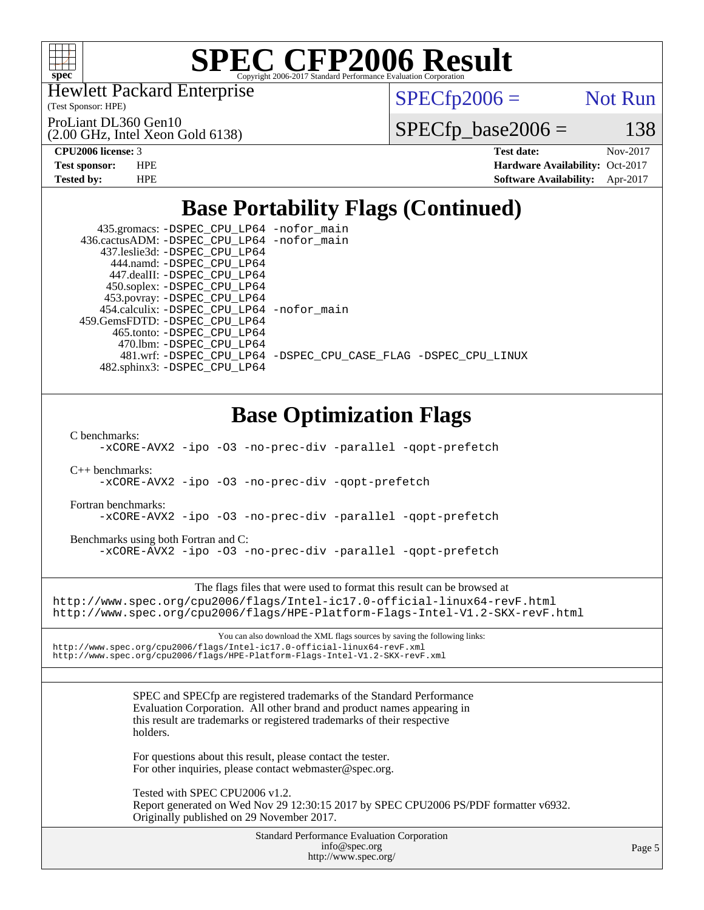# SPEC CFP2006 Result

Copyright 2006-2017 Standard Performance Evaluation Corporation

Hewlett Packard Enterprise
(Test Sponsor: HPE)

ProLiant DL360 Gen10
(2.00 GHz, Intel Xeon Gold 6138)

SPECfp2006 = Not Run

SPECfp_base2006 = 138

| | | | |
|---|---|---|---|
| **CPU2006 license:** | 3 | **Test date:** | Nov-2017 |
| **Test sponsor:** | HPE | **Hardware Availability:** | Oct-2017 |
| **Tested by:** | HPE | **Software Availability:** | Apr-2017 |

## Base Portability Flags (Continued)

```
   435.gromacs: -DSPEC_CPU_LP64 -nofor_main
 436.cactusADM: -DSPEC_CPU_LP64 -nofor_main
   437.leslie3d: -DSPEC_CPU_LP64
      444.namd: -DSPEC_CPU_LP64
    447.dealII: -DSPEC_CPU_LP64
    450.soplex: -DSPEC_CPU_LP64
    453.povray: -DSPEC_CPU_LP64
   454.calculix: -DSPEC_CPU_LP64 -nofor_main
 459.GemsFDTD: -DSPEC_CPU_LP64
     465.tonto: -DSPEC_CPU_LP64
      470.lbm: -DSPEC_CPU_LP64
      481.wrf: -DSPEC_CPU_LP64 -DSPEC_CPU_CASE_FLAG -DSPEC_CPU_LINUX
   482.sphinx3: -DSPEC_CPU_LP64
```

## Base Optimization Flags

C benchmarks:
```
-xCORE-AVX2 -ipo -O3 -no-prec-div -parallel -qopt-prefetch
```

C++ benchmarks:
```
-xCORE-AVX2 -ipo -O3 -no-prec-div -qopt-prefetch
```

Fortran benchmarks:
```
-xCORE-AVX2 -ipo -O3 -no-prec-div -parallel -qopt-prefetch
```

Benchmarks using both Fortran and C:
```
-xCORE-AVX2 -ipo -O3 -no-prec-div -parallel -qopt-prefetch
```

The flags files that were used to format this result can be browsed at
http://www.spec.org/cpu2006/flags/Intel-ic17.0-official-linux64-revF.html
http://www.spec.org/cpu2006/flags/HPE-Platform-Flags-Intel-V1.2-SKX-revF.html

You can also download the XML flags sources by saving the following links:
http://www.spec.org/cpu2006/flags/Intel-ic17.0-official-linux64-revF.xml
http://www.spec.org/cpu2006/flags/HPE-Platform-Flags-Intel-V1.2-SKX-revF.xml

SPEC and SPECfp are registered trademarks of the Standard Performance Evaluation Corporation. All other brand and product names appearing in this result are trademarks or registered trademarks of their respective holders.

For questions about this result, please contact the tester.
For other inquiries, please contact webmaster@spec.org.

Tested with SPEC CPU2006 v1.2.
Report generated on Wed Nov 29 12:30:15 2017 by SPEC CPU2006 PS/PDF formatter v6932.
Originally published on 29 November 2017.

Standard Performance Evaluation Corporation
info@spec.org
http://www.spec.org/